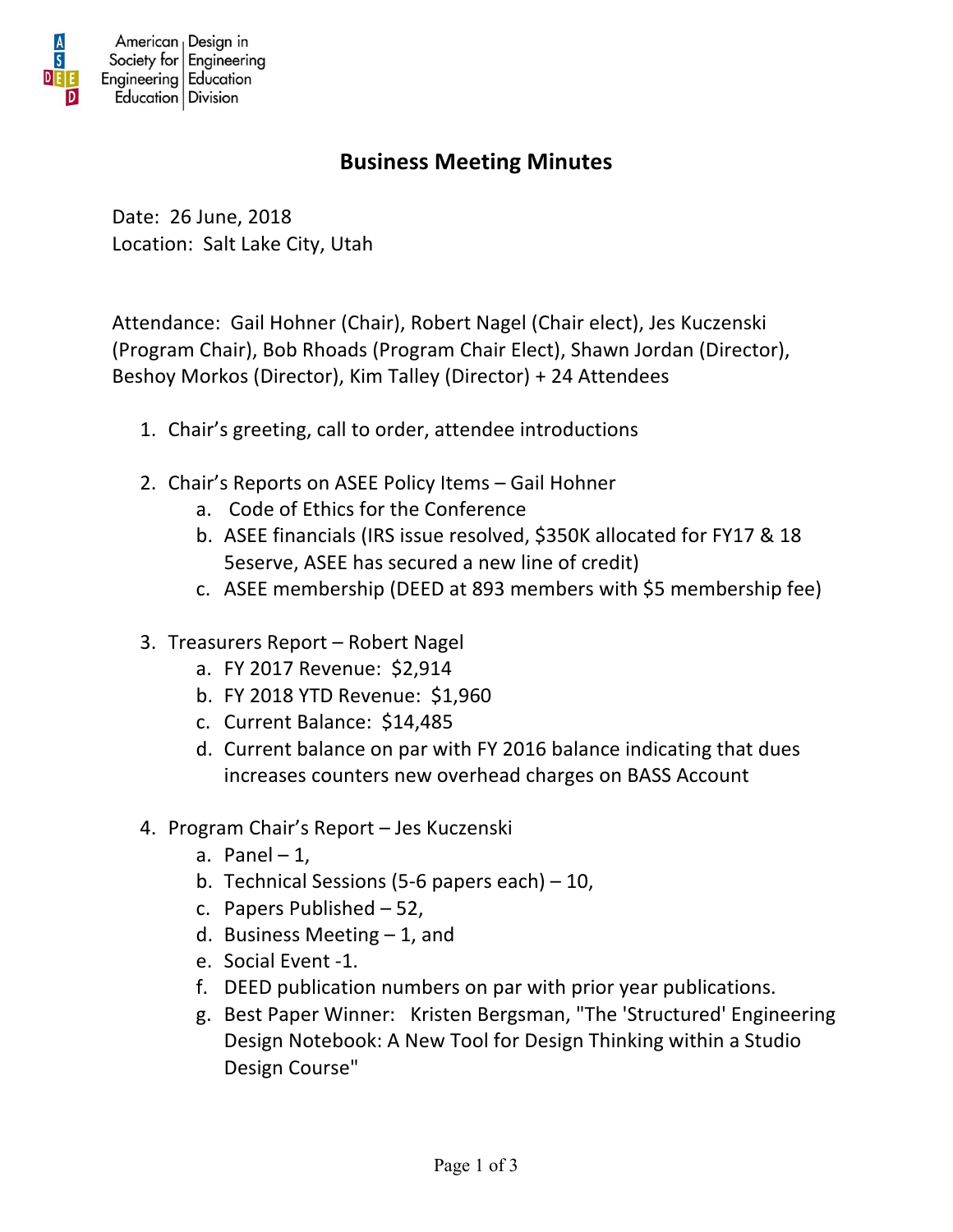American Society for Engineering Education | Design in Engineering Education Division

# Business Meeting Minutes

Date: 26 June, 2018
Location: Salt Lake City, Utah

Attendance: Gail Hohner (Chair), Robert Nagel (Chair elect), Jes Kuczenski (Program Chair), Bob Rhoads (Program Chair Elect), Shawn Jordan (Director), Beshoy Morkos (Director), Kim Talley (Director) + 24 Attendees

1. Chair's greeting, call to order, attendee introductions

2. Chair's Reports on ASEE Policy Items – Gail Hohner
   a. Code of Ethics for the Conference
   b. ASEE financials (IRS issue resolved, $350K allocated for FY17 & 18 5eserve, ASEE has secured a new line of credit)
   c. ASEE membership (DEED at 893 members with $5 membership fee)

3. Treasurers Report – Robert Nagel
   a. FY 2017 Revenue: $2,914
   b. FY 2018 YTD Revenue: $1,960
   c. Current Balance: $14,485
   d. Current balance on par with FY 2016 balance indicating that dues increases counters new overhead charges on BASS Account

4. Program Chair's Report – Jes Kuczenski
   a. Panel – 1,
   b. Technical Sessions (5-6 papers each) – 10,
   c. Papers Published – 52,
   d. Business Meeting – 1, and
   e. Social Event -1.
   f. DEED publication numbers on par with prior year publications.
   g. Best Paper Winner: Kristen Bergsman, "The 'Structured' Engineering Design Notebook: A New Tool for Design Thinking within a Studio Design Course"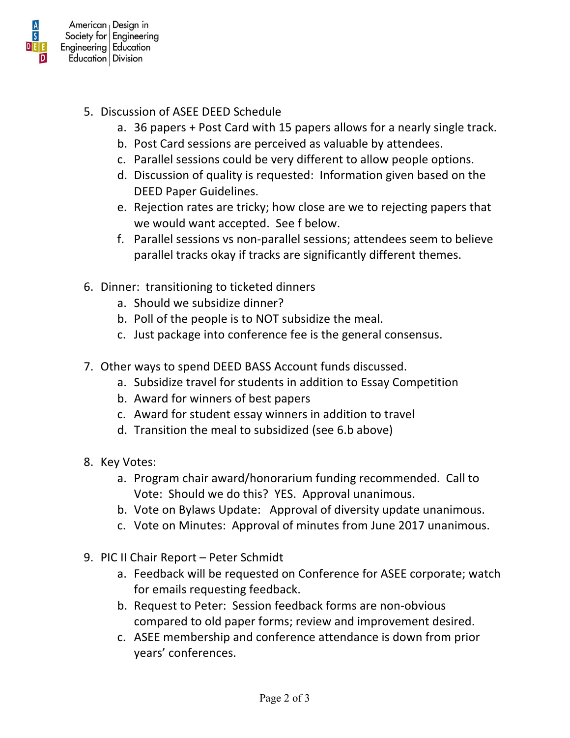5. Discussion of ASEE DEED Schedule
    a. 36 papers + Post Card with 15 papers allows for a nearly single track.
    b. Post Card sessions are perceived as valuable by attendees.
    c. Parallel sessions could be very different to allow people options.
    d. Discussion of quality is requested: Information given based on the DEED Paper Guidelines.
    e. Rejection rates are tricky; how close are we to rejecting papers that we would want accepted. See f below.
    f. Parallel sessions vs non-parallel sessions; attendees seem to believe parallel tracks okay if tracks are significantly different themes.

6. Dinner: transitioning to ticketed dinners
    a. Should we subsidize dinner?
    b. Poll of the people is to NOT subsidize the meal.
    c. Just package into conference fee is the general consensus.

7. Other ways to spend DEED BASS Account funds discussed.
    a. Subsidize travel for students in addition to Essay Competition
    b. Award for winners of best papers
    c. Award for student essay winners in addition to travel
    d. Transition the meal to subsidized (see 6.b above)

8. Key Votes:
    a. Program chair award/honorarium funding recommended. Call to Vote: Should we do this? YES. Approval unanimous.
    b. Vote on Bylaws Update: Approval of diversity update unanimous.
    c. Vote on Minutes: Approval of minutes from June 2017 unanimous.

9. PIC II Chair Report – Peter Schmidt
    a. Feedback will be requested on Conference for ASEE corporate; watch for emails requesting feedback.
    b. Request to Peter: Session feedback forms are non-obvious compared to old paper forms; review and improvement desired.
    c. ASEE membership and conference attendance is down from prior years' conferences.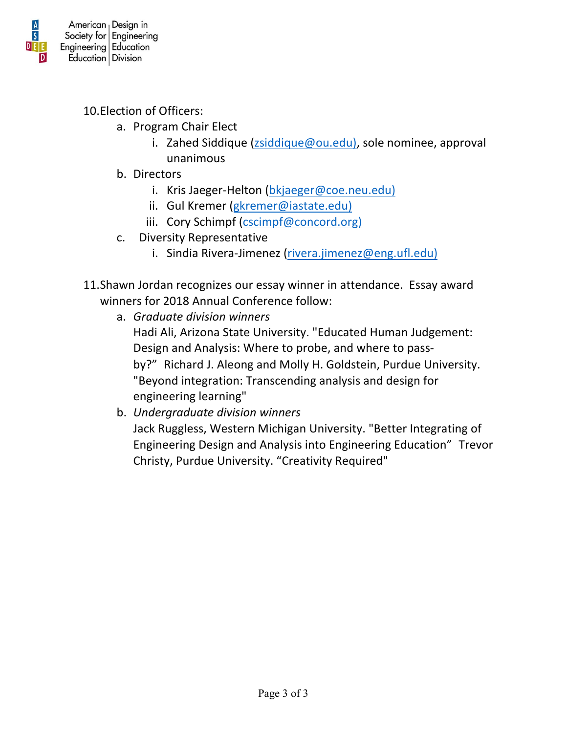10. Election of Officers:
    a. Program Chair Elect
        i. Zahed Siddique (zsiddique@ou.edu), sole nominee, approval unanimous
    b. Directors
        i. Kris Jaeger-Helton (bkjaeger@coe.neu.edu)
        ii. Gul Kremer (gkremer@iastate.edu)
        iii. Cory Schimpf (cscimpf@concord.org)
    c. Diversity Representative
        i. Sindia Rivera-Jimenez (rivera.jimenez@eng.ufl.edu)

11. Shawn Jordan recognizes our essay winner in attendance. Essay award winners for 2018 Annual Conference follow:
    a. *Graduate division winners*
       Hadi Ali, Arizona State University. "Educated Human Judgement: Design and Analysis: Where to probe, and where to pass-by?" Richard J. Aleong and Molly H. Goldstein, Purdue University. "Beyond integration: Transcending analysis and design for engineering learning"
    b. *Undergraduate division winners*
       Jack Ruggless, Western Michigan University. "Better Integrating of Engineering Design and Analysis into Engineering Education" Trevor Christy, Purdue University. "Creativity Required"